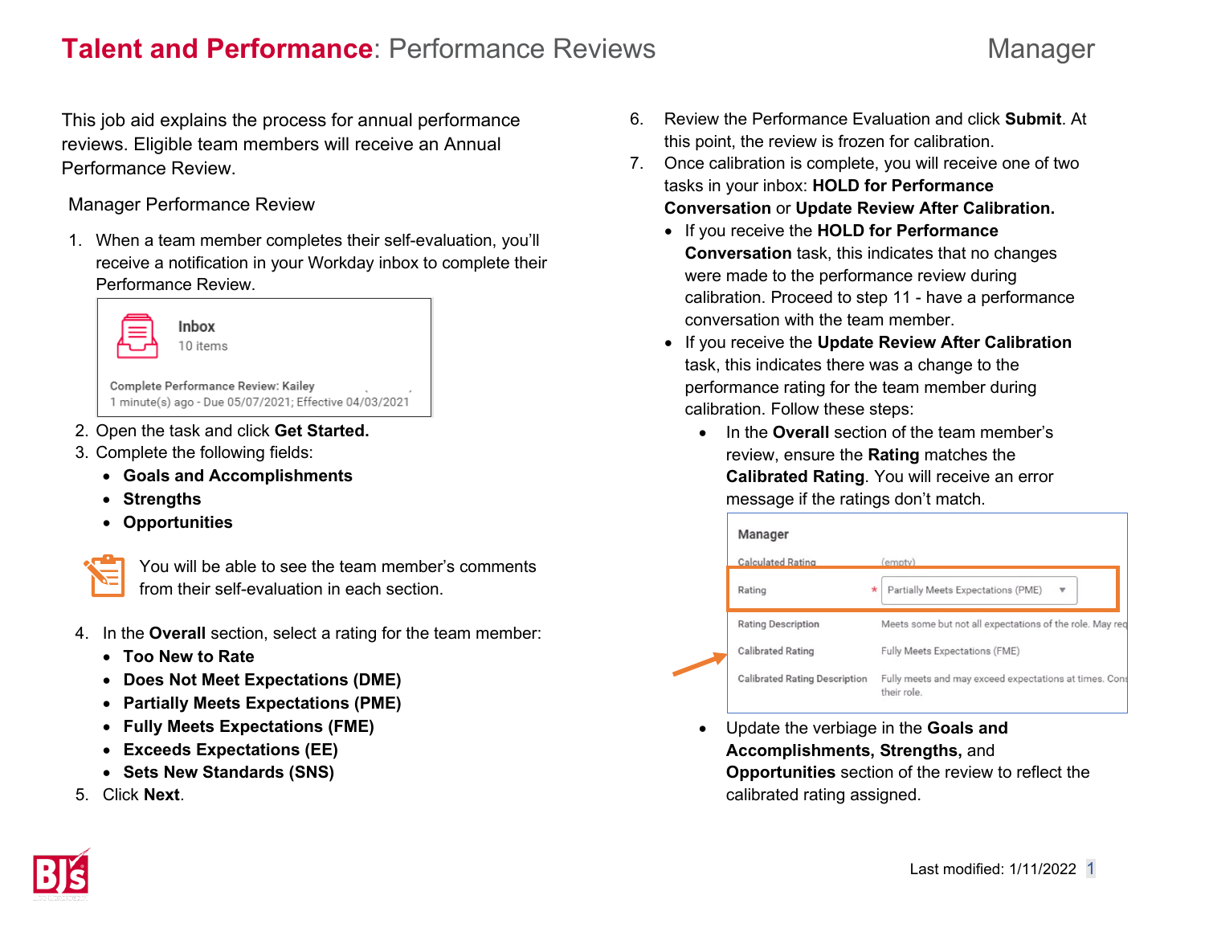# **Talent and Performance**: Performance Reviews

Manager

This job aid explains the process for annual performance reviews. Eligible team members will receive an Annual Performance Review.

## Manager Performance Review

1. When a team member completes their self-evaluation, you'll receive a notification in your Workday inbox to complete their Performance Review.

   Inbox
   10 items
   Complete Performance Review: Kailey
   1 minute(s) ago - Due 05/07/2021; Effective 04/03/2021

2. Open the task and click **Get Started.**
3. Complete the following fields:
   - **Goals and Accomplishments**
   - **Strengths**
   - **Opportunities**

   You will be able to see the team member's comments from their self-evaluation in each section.

4. In the **Overall** section, select a rating for the team member:
   - **Too New to Rate**
   - **Does Not Meet Expectations (DME)**
   - **Partially Meets Expectations (PME)**
   - **Fully Meets Expectations (FME)**
   - **Exceeds Expectations (EE)**
   - **Sets New Standards (SNS)**
5. Click **Next**.
6. Review the Performance Evaluation and click **Submit**. At this point, the review is frozen for calibration.
7. Once calibration is complete, you will receive one of two tasks in your inbox: **HOLD for Performance Conversation** or **Update Review After Calibration.**
   - If you receive the **HOLD for Performance Conversation** task, this indicates that no changes were made to the performance review during calibration. Proceed to step 11 - have a performance conversation with the team member.
   - If you receive the **Update Review After Calibration** task, this indicates there was a change to the performance rating for the team member during calibration. Follow these steps:
     - In the **Overall** section of the team member's review, ensure the **Rating** matches the **Calibrated Rating**. You will receive an error message if the ratings don't match.

       | Manager | |
       |---|---|
       | Calculated Rating | (empty) |
       | Rating * | Partially Meets Expectations (PME) |
       | Rating Description | Meets some but not all expectations of the role. May req |
       | Calibrated Rating | Fully Meets Expectations (FME) |
       | Calibrated Rating Description | Fully meets and may exceed expectations at times. Con their role. |

     - Update the verbiage in the **Goals and Accomplishments, Strengths,** and **Opportunities** section of the review to reflect the calibrated rating assigned.

Last modified: 1/11/2022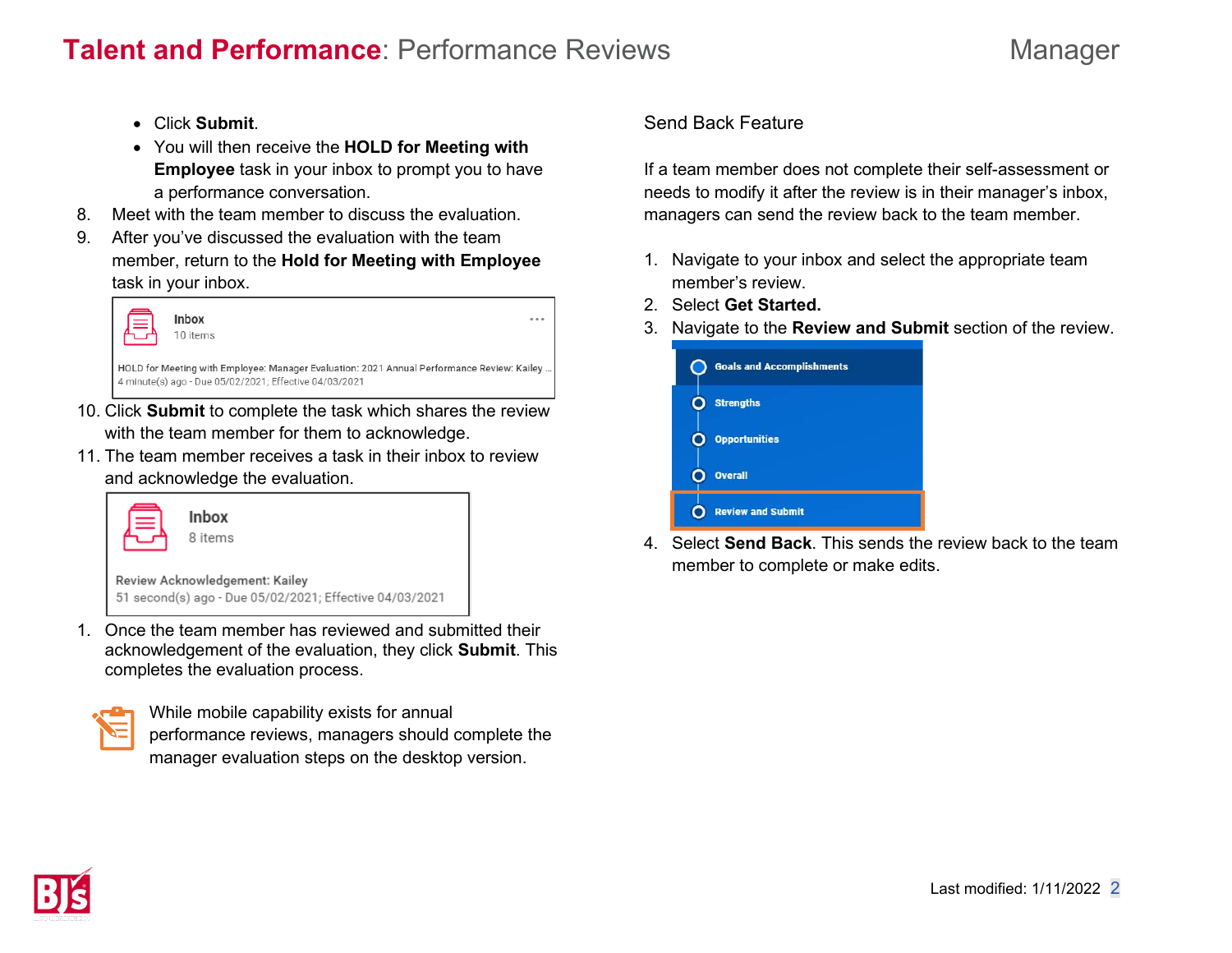- Click **Submit**.
- You will then receive the **HOLD for Meeting with Employee** task in your inbox to prompt you to have a performance conversation.

8. Meet with the team member to discuss the evaluation.
9. After you've discussed the evaluation with the team member, return to the **Hold for Meeting with Employee** task in your inbox.

Inbox
10 items

HOLD for Meeting with Employee: Manager Evaluation: 2021 Annual Performance Review: Kailey ...
4 minute(s) ago - Due 05/02/2021; Effective 04/03/2021

10. Click **Submit** to complete the task which shares the review with the team member for them to acknowledge.
11. The team member receives a task in their inbox to review and acknowledge the evaluation.

Inbox
8 items

Review Acknowledgement: Kailey
51 second(s) ago - Due 05/02/2021; Effective 04/03/2021

1. Once the team member has reviewed and submitted their acknowledgement of the evaluation, they click **Submit**. This completes the evaluation process.

While mobile capability exists for annual performance reviews, managers should complete the manager evaluation steps on the desktop version.

## Send Back Feature

If a team member does not complete their self-assessment or needs to modify it after the review is in their manager's inbox, managers can send the review back to the team member.

1. Navigate to your inbox and select the appropriate team member's review.
2. Select **Get Started.**
3. Navigate to the **Review and Submit** section of the review.

- Goals and Accomplishments
- Strengths
- Opportunities
- Overall
- Review and Submit

4. Select **Send Back**. This sends the review back to the team member to complete or make edits.

Last modified: 1/11/2022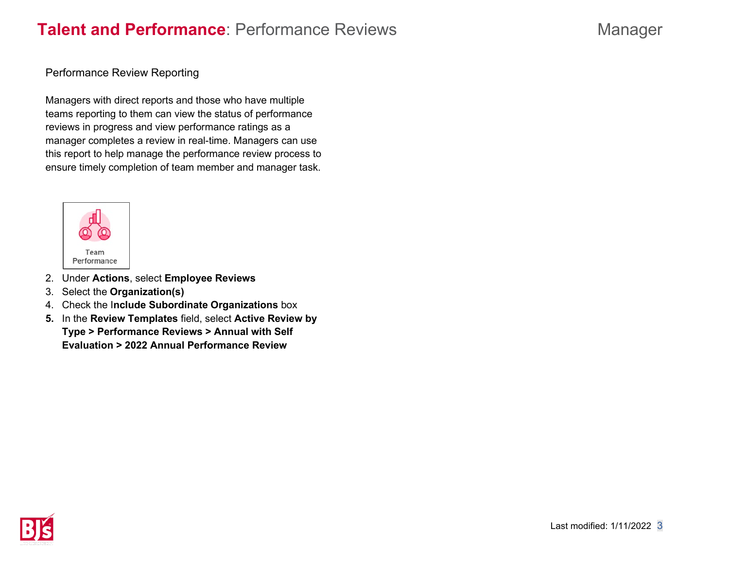# **Talent and Performance**: Performance Reviews

Manager

Performance Review Reporting

Managers with direct reports and those who have multiple teams reporting to them can view the status of performance reviews in progress and view performance ratings as a manager completes a review in real-time. Managers can use this report to help manage the performance review process to ensure timely completion of team member and manager task.

Team Performance

2. Under **Actions**, select **Employee Reviews**
3. Select the **Organization(s)**
4. Check the I**nclude Subordinate Organizations** box
5. In the **Review Templates** field, select **Active Review by Type > Performance Reviews > Annual with Self Evaluation > 2022 Annual Performance Review**

Last modified: 1/11/2022